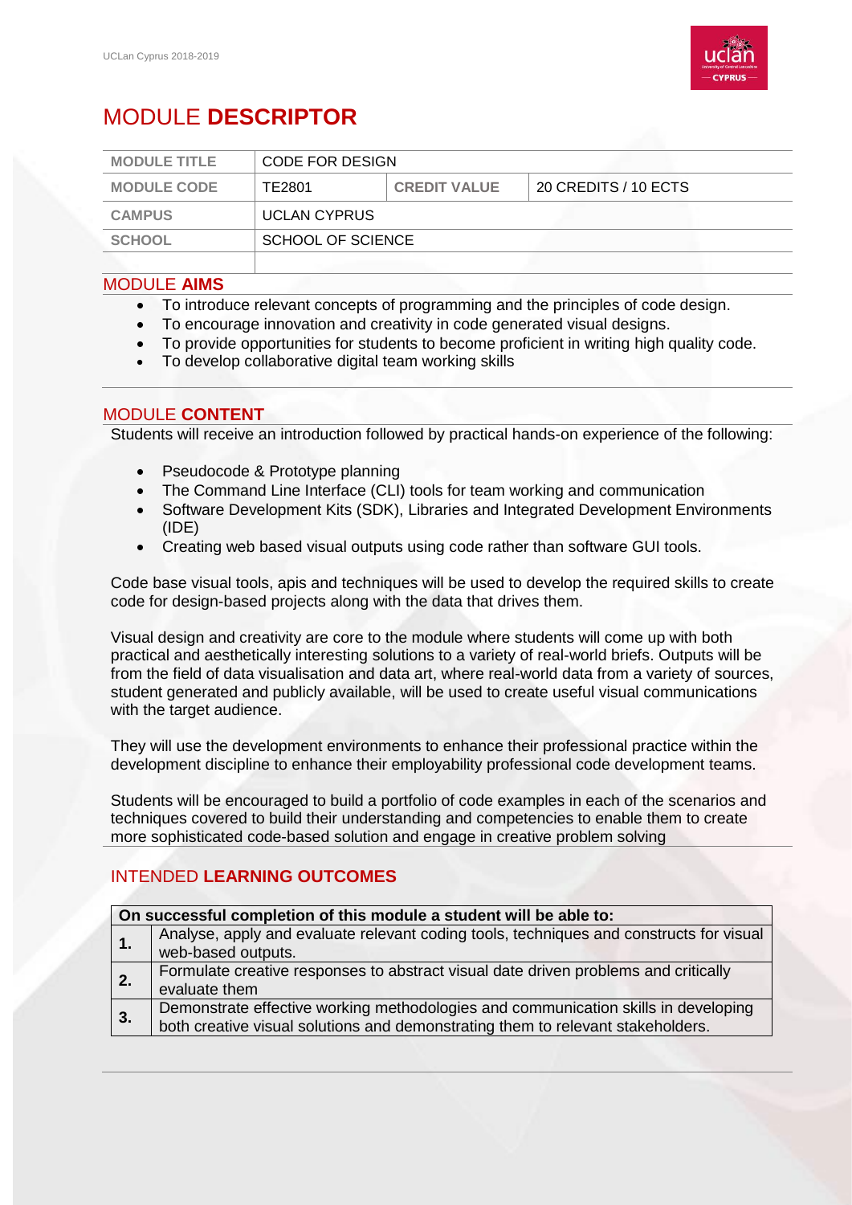# MODULE **DESCRIPTOR**

| MODULE TITLE | CODE FOR DESIGN | | |
| --- | --- | --- | --- |
| MODULE CODE | TE2801 | CREDIT VALUE | 20 CREDITS / 10 ECTS |
| CAMPUS | UCLAN CYPRUS | | |
| SCHOOL | SCHOOL OF SCIENCE | | |
| | | | |

## MODULE **AIMS**

- To introduce relevant concepts of programming and the principles of code design.
- To encourage innovation and creativity in code generated visual designs.
- To provide opportunities for students to become proficient in writing high quality code.
- To develop collaborative digital team working skills

## MODULE **CONTENT**

Students will receive an introduction followed by practical hands-on experience of the following:

- Pseudocode & Prototype planning
- The Command Line Interface (CLI) tools for team working and communication
- Software Development Kits (SDK), Libraries and Integrated Development Environments (IDE)
- Creating web based visual outputs using code rather than software GUI tools.

Code base visual tools, apis and techniques will be used to develop the required skills to create code for design-based projects along with the data that drives them.

Visual design and creativity are core to the module where students will come up with both practical and aesthetically interesting solutions to a variety of real-world briefs. Outputs will be from the field of data visualisation and data art, where real-world data from a variety of sources, student generated and publicly available, will be used to create useful visual communications with the target audience.

They will use the development environments to enhance their professional practice within the development discipline to enhance their employability professional code development teams.

Students will be encouraged to build a portfolio of code examples in each of the scenarios and techniques covered to build their understanding and competencies to enable them to create more sophisticated code-based solution and engage in creative problem solving

## INTENDED **LEARNING OUTCOMES**

| On successful completion of this module a student will be able to: | |
| --- | --- |
| **1.** | Analyse, apply and evaluate relevant coding tools, techniques and constructs for visual web-based outputs. |
| **2.** | Formulate creative responses to abstract visual date driven problems and critically evaluate them |
| **3.** | Demonstrate effective working methodologies and communication skills in developing both creative visual solutions and demonstrating them to relevant stakeholders. |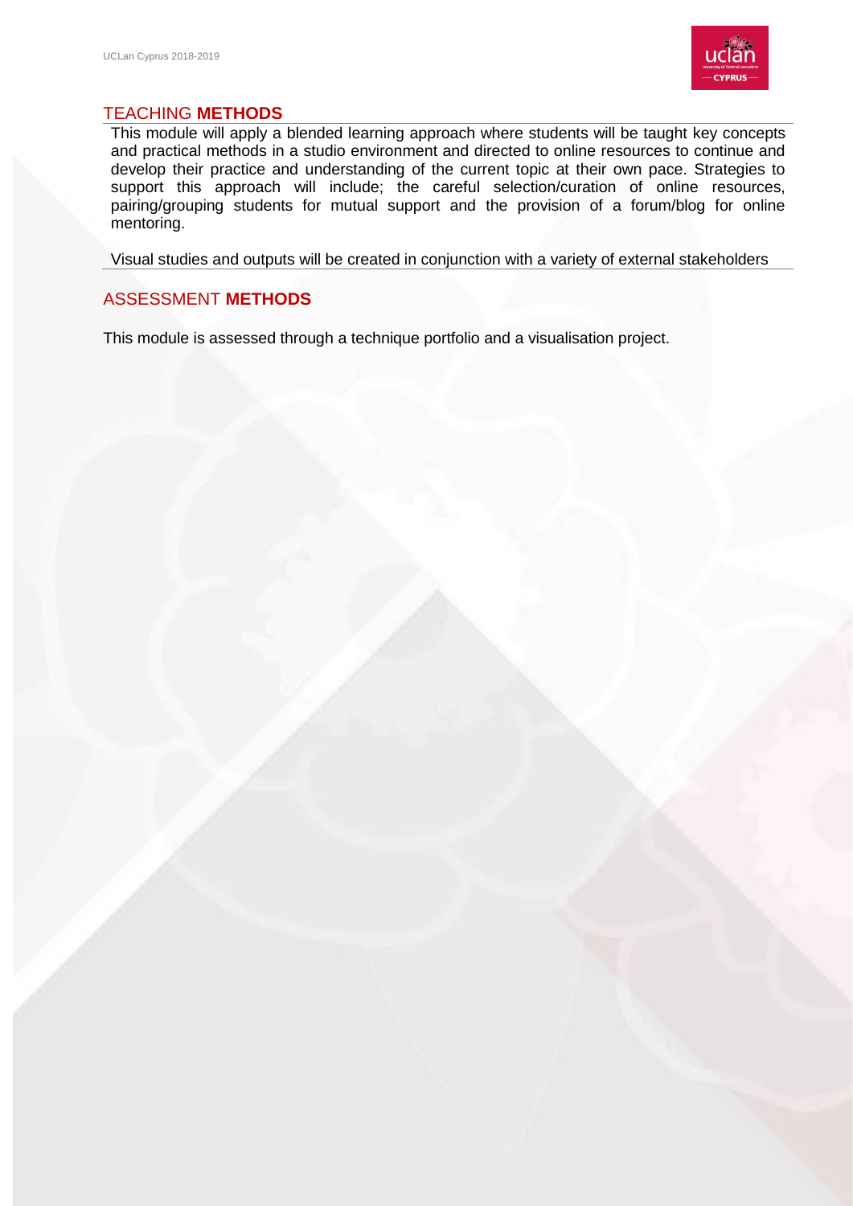## TEACHING **METHODS**

This module will apply a blended learning approach where students will be taught key concepts and practical methods in a studio environment and directed to online resources to continue and develop their practice and understanding of the current topic at their own pace. Strategies to support this approach will include; the careful selection/curation of online resources, pairing/grouping students for mutual support and the provision of a forum/blog for online mentoring.

Visual studies and outputs will be created in conjunction with a variety of external stakeholders

## ASSESSMENT **METHODS**

This module is assessed through a technique portfolio and a visualisation project.